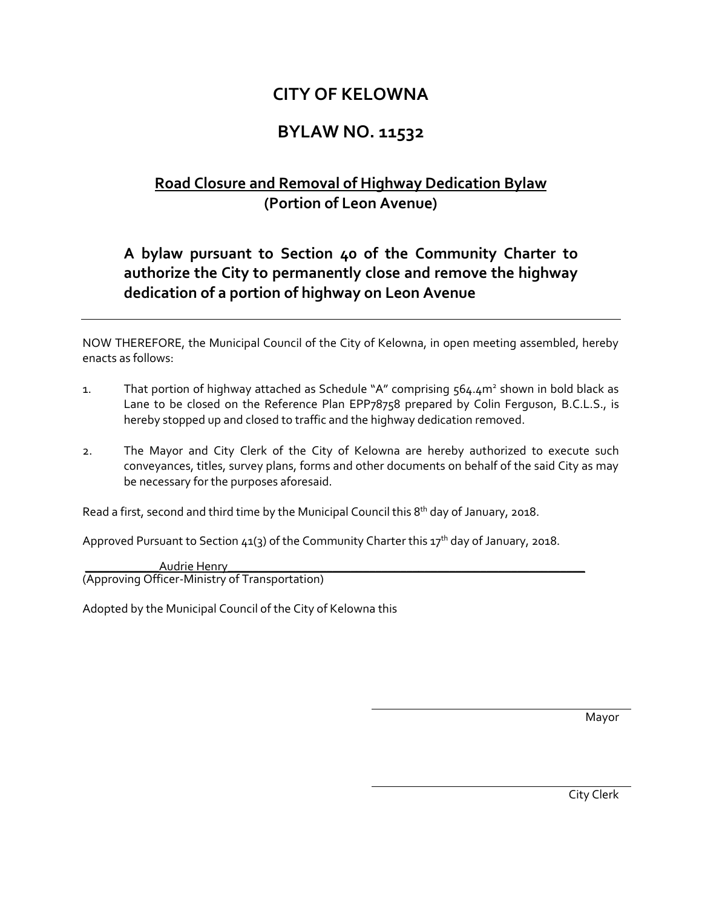# CITY OF KELOWNA

# BYLAW NO. 11532

## Road Closure and Removal of Highway Dedication Bylaw
## (Portion of Leon Avenue)

### A bylaw pursuant to Section 40 of the Community Charter to authorize the City to permanently close and remove the highway dedication of a portion of highway on Leon Avenue

---

NOW THEREFORE, the Municipal Council of the City of Kelowna, in open meeting assembled, hereby enacts as follows:

1. That portion of highway attached as Schedule "A" comprising 564.4m² shown in bold black as Lane to be closed on the Reference Plan EPP78758 prepared by Colin Ferguson, B.C.L.S., is hereby stopped up and closed to traffic and the highway dedication removed.

2. The Mayor and City Clerk of the City of Kelowna are hereby authorized to execute such conveyances, titles, survey plans, forms and other documents on behalf of the said City as may be necessary for the purposes aforesaid.

Read a first, second and third time by the Municipal Council this 8th day of January, 2018.

Approved Pursuant to Section 41(3) of the Community Charter this 17th day of January, 2018.

Audrie Henry
(Approving Officer-Ministry of Transportation)

Adopted by the Municipal Council of the City of Kelowna this

Mayor

City Clerk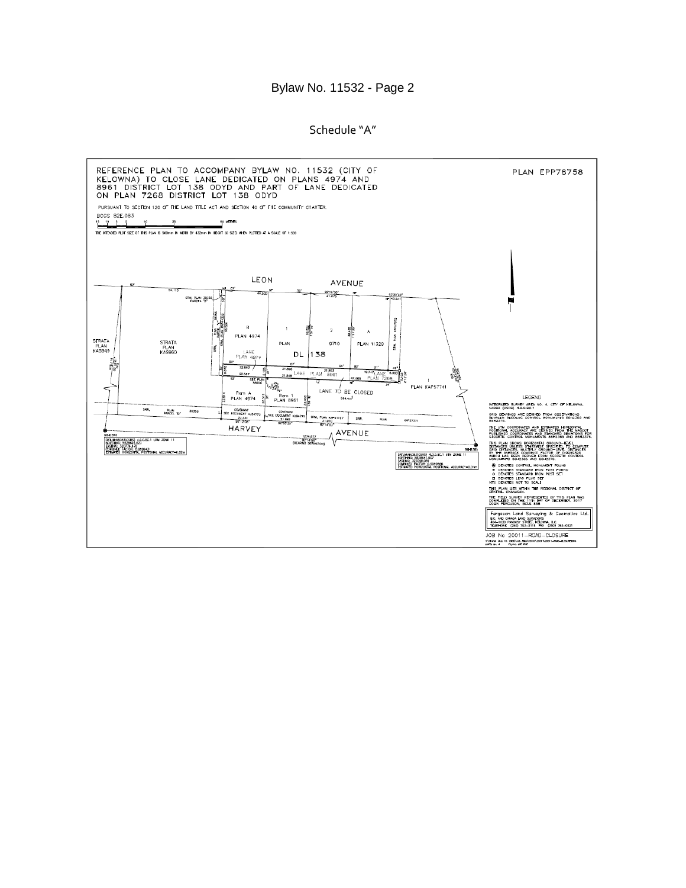Bylaw No. 11532 - Page 2

Schedule "A"

REFERENCE PLAN TO ACCOMPANY BYLAW NO. 11532 (CITY OF KELOWNA) TO CLOSE LANE DEDICATED ON PLANS 4974 AND 8961 DISTRICT LOT 138 ODYD AND PART OF LANE DEDICATED ON PLAN 7268 DISTRICT LOT 138 ODYD

PLAN EPP78758

PURSUANT TO SECTION 120 OF THE LAND TITLE ACT AND SECTION 40 OF THE COMMUNITY CHARTER.

BCGS 82E.083

THE INTENDED PLOT SIZE OF THIS PLAN IS 560mm IN WIDTH BY 432mm IN HEIGHT (C SIZE) WHEN PLOTTED AT A SCALE OF 1:500

LEON AVENUE

HARVEY AVENUE

LANE TO BE CLOSED

DL 138

LEGEND

INTEGRATED SURVEY AREA NO. 4, CITY OF KELOWNA, NAD83 (CSRS) 4.0.0.BC.1

GRID BEARINGS ARE DERIVED FROM OBSERVATIONS BETWEEN GEODETIC CONTROL MONUMENTS 86H2365 AND 86H2376.

THE UTM COORDINATES AND ESTIMATED HORIZONTAL POSITIONAL ACCURACY ARE DERIVED FROM THE MASCOT PUBLISHED COORDINATES AND STANDARD DEVIATIONS FOR GEODETIC CONTROL MONUMENTS 86H2365 AND 86H2376.

THIS PLAN SHOWS HORIZONTAL GROUND-LEVEL DISTANCES UNLESS OTHERWISE SPECIFIED. TO COMPUTE GRID DISTANCES, MULTIPLY GROUND-LEVEL DISTANCES BY THE AVERAGE COMBINED FACTOR OF 0.9995926 WHICH HAS BEEN DERIVED FROM GEODETIC CONTROL MONUMENTS 86H2365 AND 86H2376.

- DENOTES CONTROL MONUMENT FOUND
- DENOTES STANDARD IRON POST FOUND
- DENOTES STANDARD IRON POST SET
- DENOTES LEAD PLUG SET
- NTS DENOTES NOT TO SCALE

THIS PLAN LIES WITHIN THE REGIONAL DISTRICT OF CENTRAL OKANAGAN.

THE FIELD SURVEY REPRESENTED BY THIS PLAN WAS COMPLETED ON THE 11th DAY OF DECEMBER, 2017 COLIN FERGUSON, BCLS 858

Ferguson Land Surveying & Geomatics Ltd.
B.C. AND CANADA LAND SURVEYORS
404-1630 PANDOSY STREET, KELOWNA, B.C.
TELEPHONE (250) 763-3115 FAX (250) 763-0321

JOB No. 20011-ROAD-CLOSURE